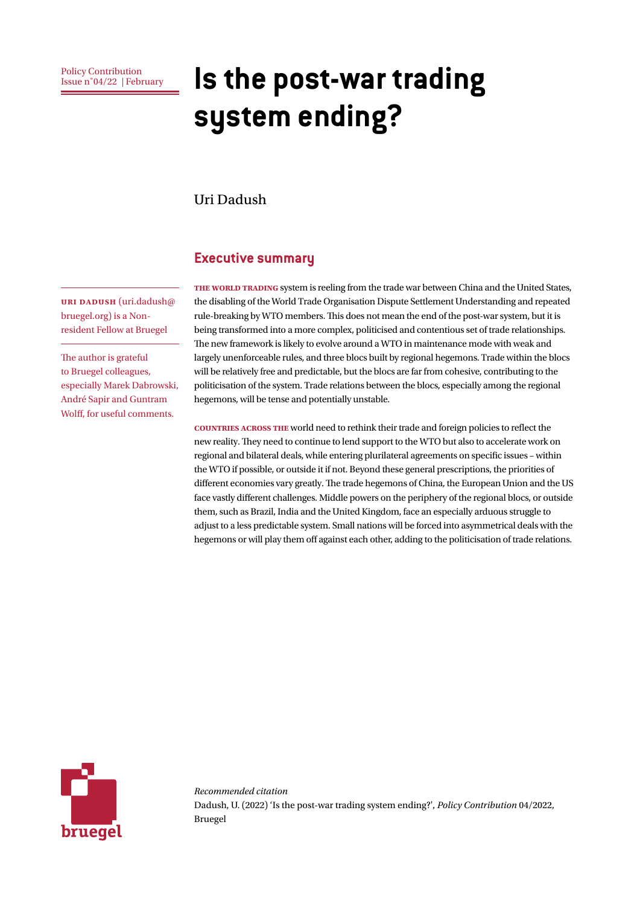Policy Contribution
Issue n˚04/22 | February

# Is the post-war trading system ending?

Uri Dadush

**URI DADUSH** (uri.dadush@bruegel.org) is a Non-resident Fellow at Bruegel

The author is grateful to Bruegel colleagues, especially Marek Dabrowski, André Sapir and Guntram Wolff, for useful comments.

## Executive summary

**THE WORLD TRADING** system is reeling from the trade war between China and the United States, the disabling of the World Trade Organisation Dispute Settlement Understanding and repeated rule-breaking by WTO members. This does not mean the end of the post-war system, but it is being transformed into a more complex, politicised and contentious set of trade relationships. The new framework is likely to evolve around a WTO in maintenance mode with weak and largely unenforceable rules, and three blocs built by regional hegemons. Trade within the blocs will be relatively free and predictable, but the blocs are far from cohesive, contributing to the politicisation of the system. Trade relations between the blocs, especially among the regional hegemons, will be tense and potentially unstable.

**COUNTRIES ACROSS THE** world need to rethink their trade and foreign policies to reflect the new reality. They need to continue to lend support to the WTO but also to accelerate work on regional and bilateral deals, while entering plurilateral agreements on specific issues – within the WTO if possible, or outside it if not. Beyond these general prescriptions, the priorities of different economies vary greatly. The trade hegemons of China, the European Union and the US face vastly different challenges. Middle powers on the periphery of the regional blocs, or outside them, such as Brazil, India and the United Kingdom, face an especially arduous struggle to adjust to a less predictable system. Small nations will be forced into asymmetrical deals with the hegemons or will play them off against each other, adding to the politicisation of trade relations.

*Recommended citation*
Dadush, U. (2022) 'Is the post-war trading system ending?', *Policy Contribution* 04/2022, Bruegel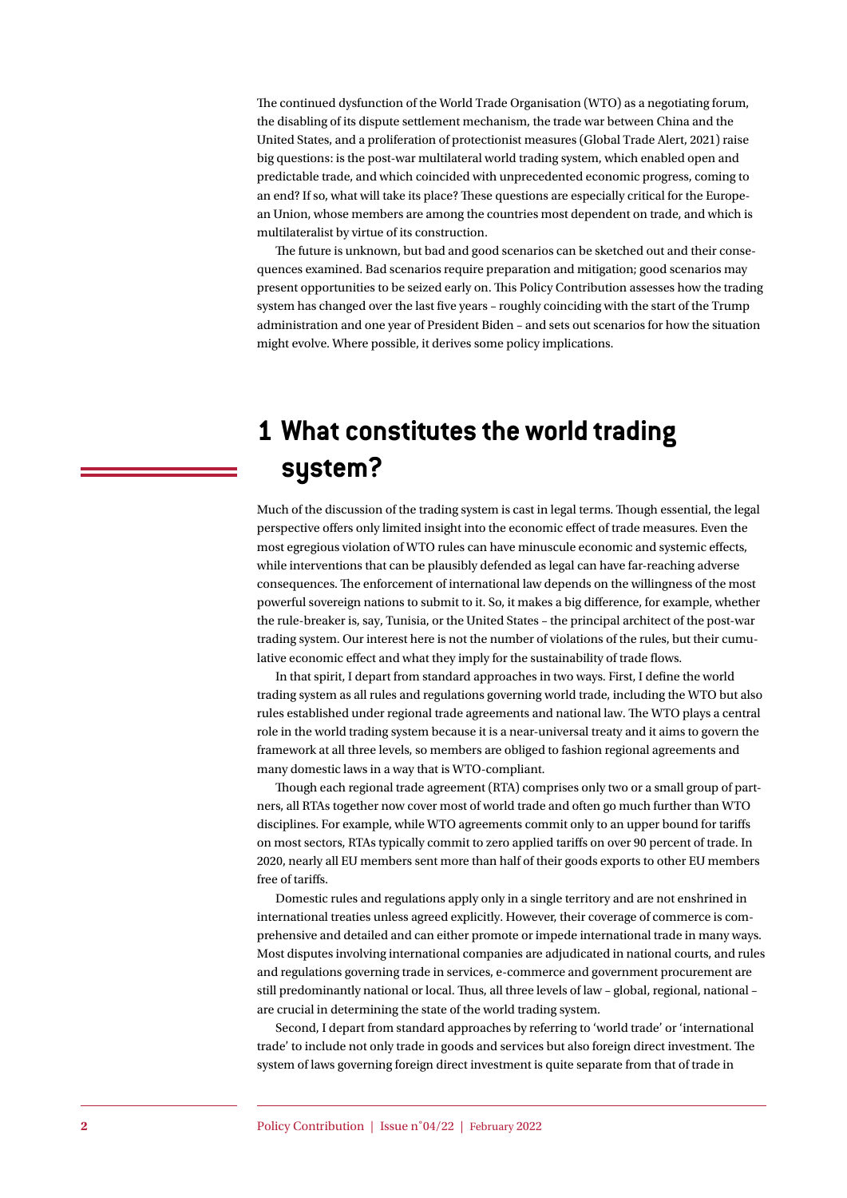The continued dysfunction of the World Trade Organisation (WTO) as a negotiating forum, the disabling of its dispute settlement mechanism, the trade war between China and the United States, and a proliferation of protectionist measures (Global Trade Alert, 2021) raise big questions: is the post-war multilateral world trading system, which enabled open and predictable trade, and which coincided with unprecedented economic progress, coming to an end? If so, what will take its place? These questions are especially critical for the European Union, whose members are among the countries most dependent on trade, and which is multilateralist by virtue of its construction.

The future is unknown, but bad and good scenarios can be sketched out and their consequences examined. Bad scenarios require preparation and mitigation; good scenarios may present opportunities to be seized early on. This Policy Contribution assesses how the trading system has changed over the last five years – roughly coinciding with the start of the Trump administration and one year of President Biden – and sets out scenarios for how the situation might evolve. Where possible, it derives some policy implications.

# 1 What constitutes the world trading system?

Much of the discussion of the trading system is cast in legal terms. Though essential, the legal perspective offers only limited insight into the economic effect of trade measures. Even the most egregious violation of WTO rules can have minuscule economic and systemic effects, while interventions that can be plausibly defended as legal can have far-reaching adverse consequences. The enforcement of international law depends on the willingness of the most powerful sovereign nations to submit to it. So, it makes a big difference, for example, whether the rule-breaker is, say, Tunisia, or the United States – the principal architect of the post-war trading system. Our interest here is not the number of violations of the rules, but their cumulative economic effect and what they imply for the sustainability of trade flows.

In that spirit, I depart from standard approaches in two ways. First, I define the world trading system as all rules and regulations governing world trade, including the WTO but also rules established under regional trade agreements and national law. The WTO plays a central role in the world trading system because it is a near-universal treaty and it aims to govern the framework at all three levels, so members are obliged to fashion regional agreements and many domestic laws in a way that is WTO-compliant.

Though each regional trade agreement (RTA) comprises only two or a small group of partners, all RTAs together now cover most of world trade and often go much further than WTO disciplines. For example, while WTO agreements commit only to an upper bound for tariffs on most sectors, RTAs typically commit to zero applied tariffs on over 90 percent of trade. In 2020, nearly all EU members sent more than half of their goods exports to other EU members free of tariffs.

Domestic rules and regulations apply only in a single territory and are not enshrined in international treaties unless agreed explicitly. However, their coverage of commerce is comprehensive and detailed and can either promote or impede international trade in many ways. Most disputes involving international companies are adjudicated in national courts, and rules and regulations governing trade in services, e-commerce and government procurement are still predominantly national or local. Thus, all three levels of law – global, regional, national – are crucial in determining the state of the world trading system.

Second, I depart from standard approaches by referring to 'world trade' or 'international trade' to include not only trade in goods and services but also foreign direct investment. The system of laws governing foreign direct investment is quite separate from that of trade in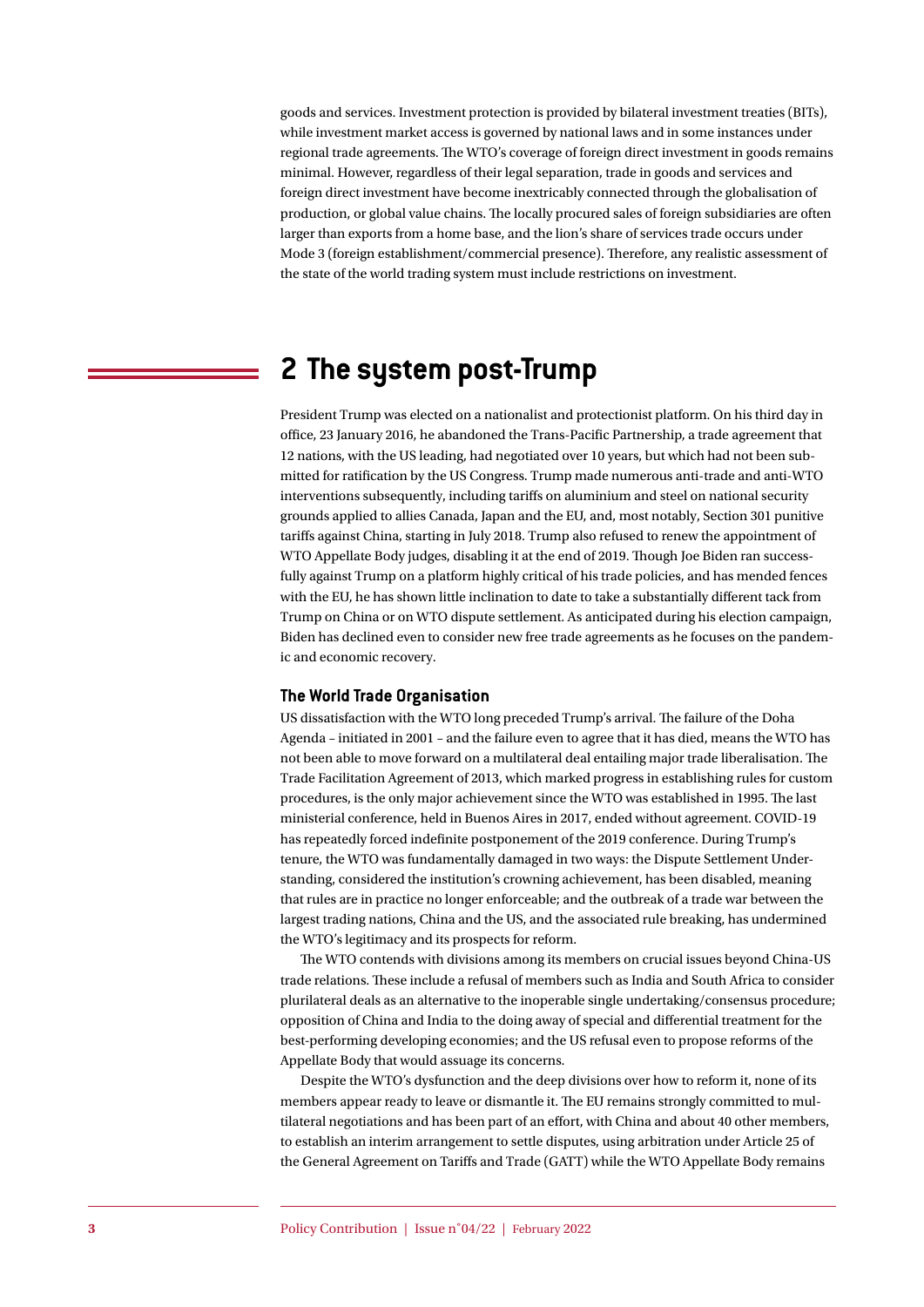goods and services. Investment protection is provided by bilateral investment treaties (BITs), while investment market access is governed by national laws and in some instances under regional trade agreements. The WTO's coverage of foreign direct investment in goods remains minimal. However, regardless of their legal separation, trade in goods and services and foreign direct investment have become inextricably connected through the globalisation of production, or global value chains. The locally procured sales of foreign subsidiaries are often larger than exports from a home base, and the lion's share of services trade occurs under Mode 3 (foreign establishment/commercial presence). Therefore, any realistic assessment of the state of the world trading system must include restrictions on investment.

## 2 The system post-Trump

President Trump was elected on a nationalist and protectionist platform. On his third day in office, 23 January 2016, he abandoned the Trans-Pacific Partnership, a trade agreement that 12 nations, with the US leading, had negotiated over 10 years, but which had not been submitted for ratification by the US Congress. Trump made numerous anti-trade and anti-WTO interventions subsequently, including tariffs on aluminium and steel on national security grounds applied to allies Canada, Japan and the EU, and, most notably, Section 301 punitive tariffs against China, starting in July 2018. Trump also refused to renew the appointment of WTO Appellate Body judges, disabling it at the end of 2019. Though Joe Biden ran successfully against Trump on a platform highly critical of his trade policies, and has mended fences with the EU, he has shown little inclination to date to take a substantially different tack from Trump on China or on WTO dispute settlement. As anticipated during his election campaign, Biden has declined even to consider new free trade agreements as he focuses on the pandemic and economic recovery.

### The World Trade Organisation

US dissatisfaction with the WTO long preceded Trump's arrival. The failure of the Doha Agenda – initiated in 2001 – and the failure even to agree that it has died, means the WTO has not been able to move forward on a multilateral deal entailing major trade liberalisation. The Trade Facilitation Agreement of 2013, which marked progress in establishing rules for custom procedures, is the only major achievement since the WTO was established in 1995. The last ministerial conference, held in Buenos Aires in 2017, ended without agreement. COVID-19 has repeatedly forced indefinite postponement of the 2019 conference. During Trump's tenure, the WTO was fundamentally damaged in two ways: the Dispute Settlement Understanding, considered the institution's crowning achievement, has been disabled, meaning that rules are in practice no longer enforceable; and the outbreak of a trade war between the largest trading nations, China and the US, and the associated rule breaking, has undermined the WTO's legitimacy and its prospects for reform.

The WTO contends with divisions among its members on crucial issues beyond China-US trade relations. These include a refusal of members such as India and South Africa to consider plurilateral deals as an alternative to the inoperable single undertaking/consensus procedure; opposition of China and India to the doing away of special and differential treatment for the best-performing developing economies; and the US refusal even to propose reforms of the Appellate Body that would assuage its concerns.

Despite the WTO's dysfunction and the deep divisions over how to reform it, none of its members appear ready to leave or dismantle it. The EU remains strongly committed to multilateral negotiations and has been part of an effort, with China and about 40 other members, to establish an interim arrangement to settle disputes, using arbitration under Article 25 of the General Agreement on Tariffs and Trade (GATT) while the WTO Appellate Body remains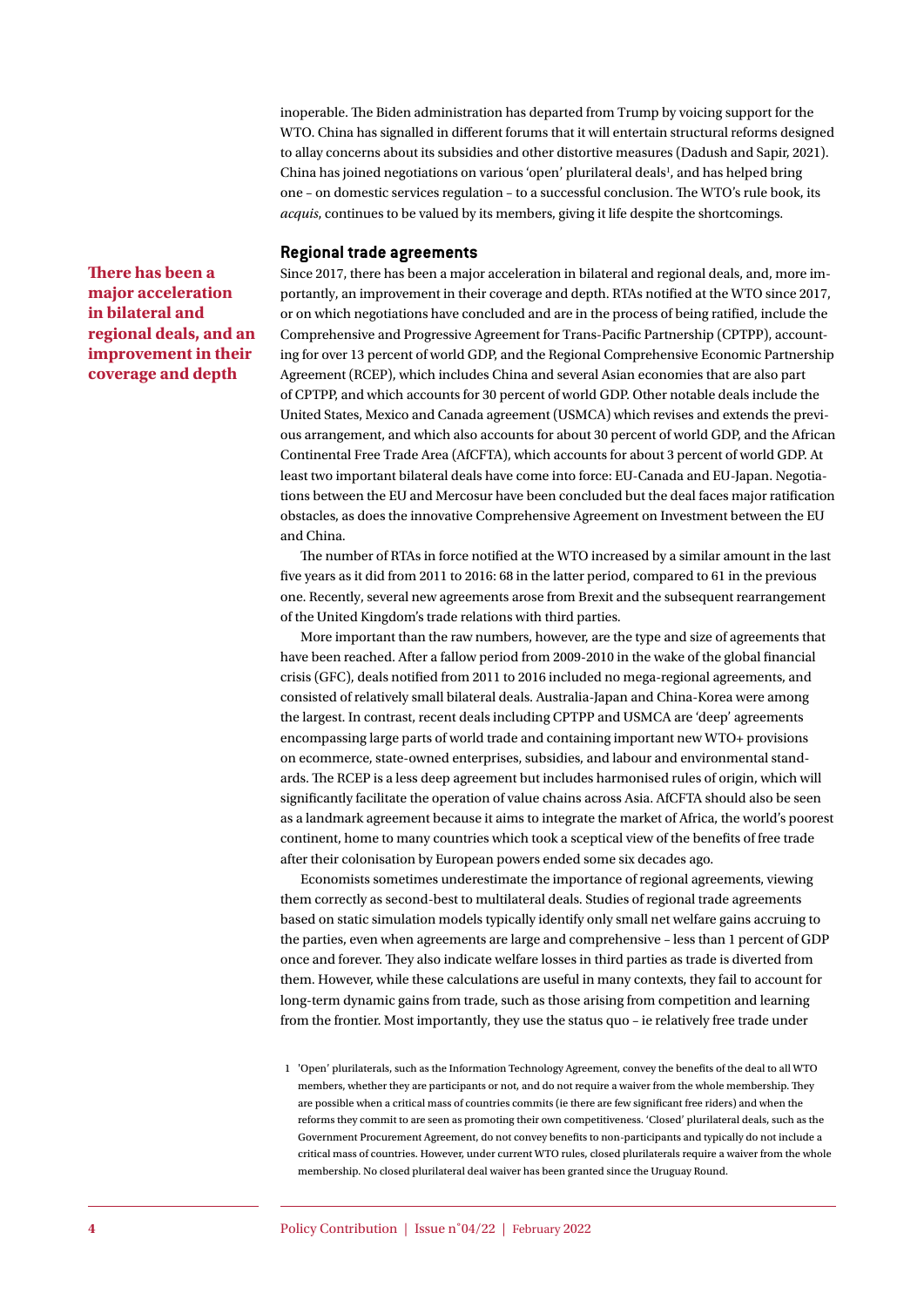inoperable. The Biden administration has departed from Trump by voicing support for the WTO. China has signalled in different forums that it will entertain structural reforms designed to allay concerns about its subsidies and other distortive measures (Dadush and Sapir, 2021). China has joined negotiations on various 'open' plurilateral deals[1], and has helped bring one – on domestic services regulation – to a successful conclusion. The WTO's rule book, its *acquis*, continues to be valued by its members, giving it life despite the shortcomings.

## Regional trade agreements

**There has been a major acceleration in bilateral and regional deals, and an improvement in their coverage and depth**

Since 2017, there has been a major acceleration in bilateral and regional deals, and, more importantly, an improvement in their coverage and depth. RTAs notified at the WTO since 2017, or on which negotiations have concluded and are in the process of being ratified, include the Comprehensive and Progressive Agreement for Trans-Pacific Partnership (CPTPP), accounting for over 13 percent of world GDP, and the Regional Comprehensive Economic Partnership Agreement (RCEP), which includes China and several Asian economies that are also part of CPTPP, and which accounts for 30 percent of world GDP. Other notable deals include the United States, Mexico and Canada agreement (USMCA) which revises and extends the previous arrangement, and which also accounts for about 30 percent of world GDP, and the African Continental Free Trade Area (AfCFTA), which accounts for about 3 percent of world GDP. At least two important bilateral deals have come into force: EU-Canada and EU-Japan. Negotiations between the EU and Mercosur have been concluded but the deal faces major ratification obstacles, as does the innovative Comprehensive Agreement on Investment between the EU and China.

The number of RTAs in force notified at the WTO increased by a similar amount in the last five years as it did from 2011 to 2016: 68 in the latter period, compared to 61 in the previous one. Recently, several new agreements arose from Brexit and the subsequent rearrangement of the United Kingdom's trade relations with third parties.

More important than the raw numbers, however, are the type and size of agreements that have been reached. After a fallow period from 2009-2010 in the wake of the global financial crisis (GFC), deals notified from 2011 to 2016 included no mega-regional agreements, and consisted of relatively small bilateral deals. Australia-Japan and China-Korea were among the largest. In contrast, recent deals including CPTPP and USMCA are 'deep' agreements encompassing large parts of world trade and containing important new WTO+ provisions on ecommerce, state-owned enterprises, subsidies, and labour and environmental standards. The RCEP is a less deep agreement but includes harmonised rules of origin, which will significantly facilitate the operation of value chains across Asia. AfCFTA should also be seen as a landmark agreement because it aims to integrate the market of Africa, the world's poorest continent, home to many countries which took a sceptical view of the benefits of free trade after their colonisation by European powers ended some six decades ago.

Economists sometimes underestimate the importance of regional agreements, viewing them correctly as second-best to multilateral deals. Studies of regional trade agreements based on static simulation models typically identify only small net welfare gains accruing to the parties, even when agreements are large and comprehensive – less than 1 percent of GDP once and forever. They also indicate welfare losses in third parties as trade is diverted from them. However, while these calculations are useful in many contexts, they fail to account for long-term dynamic gains from trade, such as those arising from competition and learning from the frontier. Most importantly, they use the status quo – ie relatively free trade under

1 'Open' plurilaterals, such as the Information Technology Agreement, convey the benefits of the deal to all WTO members, whether they are participants or not, and do not require a waiver from the whole membership. They are possible when a critical mass of countries commits (ie there are few significant free riders) and when the reforms they commit to are seen as promoting their own competitiveness. 'Closed' plurilateral deals, such as the Government Procurement Agreement, do not convey benefits to non-participants and typically do not include a critical mass of countries. However, under current WTO rules, closed plurilaterals require a waiver from the whole membership. No closed plurilateral deal waiver has been granted since the Uruguay Round.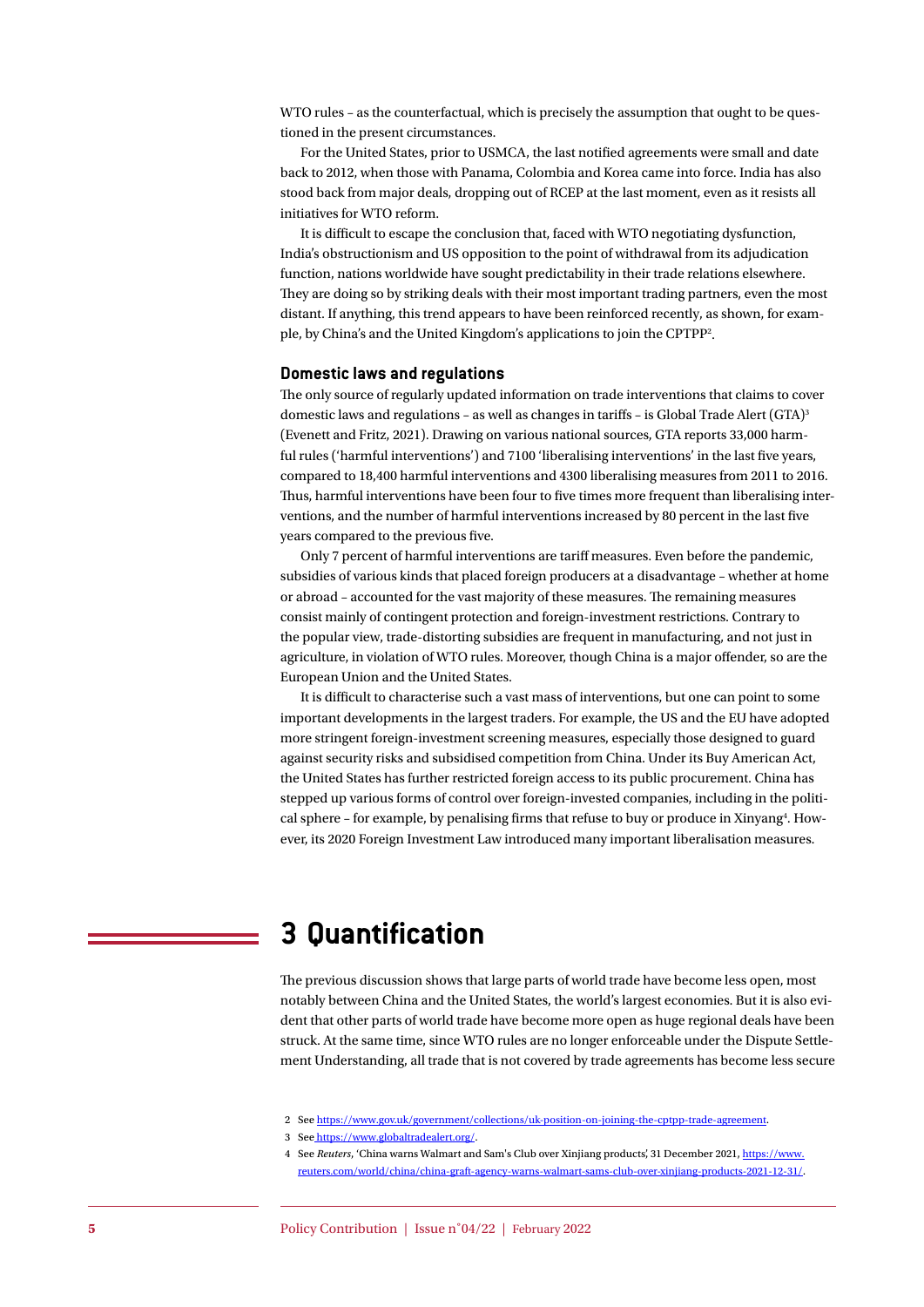WTO rules – as the counterfactual, which is precisely the assumption that ought to be questioned in the present circumstances.

For the United States, prior to USMCA, the last notified agreements were small and date back to 2012, when those with Panama, Colombia and Korea came into force. India has also stood back from major deals, dropping out of RCEP at the last moment, even as it resists all initiatives for WTO reform.

It is difficult to escape the conclusion that, faced with WTO negotiating dysfunction, India's obstructionism and US opposition to the point of withdrawal from its adjudication function, nations worldwide have sought predictability in their trade relations elsewhere. They are doing so by striking deals with their most important trading partners, even the most distant. If anything, this trend appears to have been reinforced recently, as shown, for example, by China's and the United Kingdom's applications to join the CPTPP[2].

### Domestic laws and regulations

The only source of regularly updated information on trade interventions that claims to cover domestic laws and regulations – as well as changes in tariffs – is Global Trade Alert (GTA)[3] (Evenett and Fritz, 2021). Drawing on various national sources, GTA reports 33,000 harmful rules ('harmful interventions') and 7100 'liberalising interventions' in the last five years, compared to 18,400 harmful interventions and 4300 liberalising measures from 2011 to 2016. Thus, harmful interventions have been four to five times more frequent than liberalising interventions, and the number of harmful interventions increased by 80 percent in the last five years compared to the previous five.

Only 7 percent of harmful interventions are tariff measures. Even before the pandemic, subsidies of various kinds that placed foreign producers at a disadvantage – whether at home or abroad – accounted for the vast majority of these measures. The remaining measures consist mainly of contingent protection and foreign-investment restrictions. Contrary to the popular view, trade-distorting subsidies are frequent in manufacturing, and not just in agriculture, in violation of WTO rules. Moreover, though China is a major offender, so are the European Union and the United States.

It is difficult to characterise such a vast mass of interventions, but one can point to some important developments in the largest traders. For example, the US and the EU have adopted more stringent foreign-investment screening measures, especially those designed to guard against security risks and subsidised competition from China. Under its Buy American Act, the United States has further restricted foreign access to its public procurement. China has stepped up various forms of control over foreign-invested companies, including in the political sphere – for example, by penalising firms that refuse to buy or produce in Xinyang[4]. However, its 2020 Foreign Investment Law introduced many important liberalisation measures.

## 3 Quantification

The previous discussion shows that large parts of world trade have become less open, most notably between China and the United States, the world's largest economies. But it is also evident that other parts of world trade have become more open as huge regional deals have been struck. At the same time, since WTO rules are no longer enforceable under the Dispute Settlement Understanding, all trade that is not covered by trade agreements has become less secure

2 See https://www.gov.uk/government/collections/uk-position-on-joining-the-cptpp-trade-agreement.

3 See https://www.globaltradealert.org/.

4 See *Reuters*, 'China warns Walmart and Sam's Club over Xinjiang products', 31 December 2021, https://www.reuters.com/world/china/china-graft-agency-warns-walmart-sams-club-over-xinjiang-products-2021-12-31/.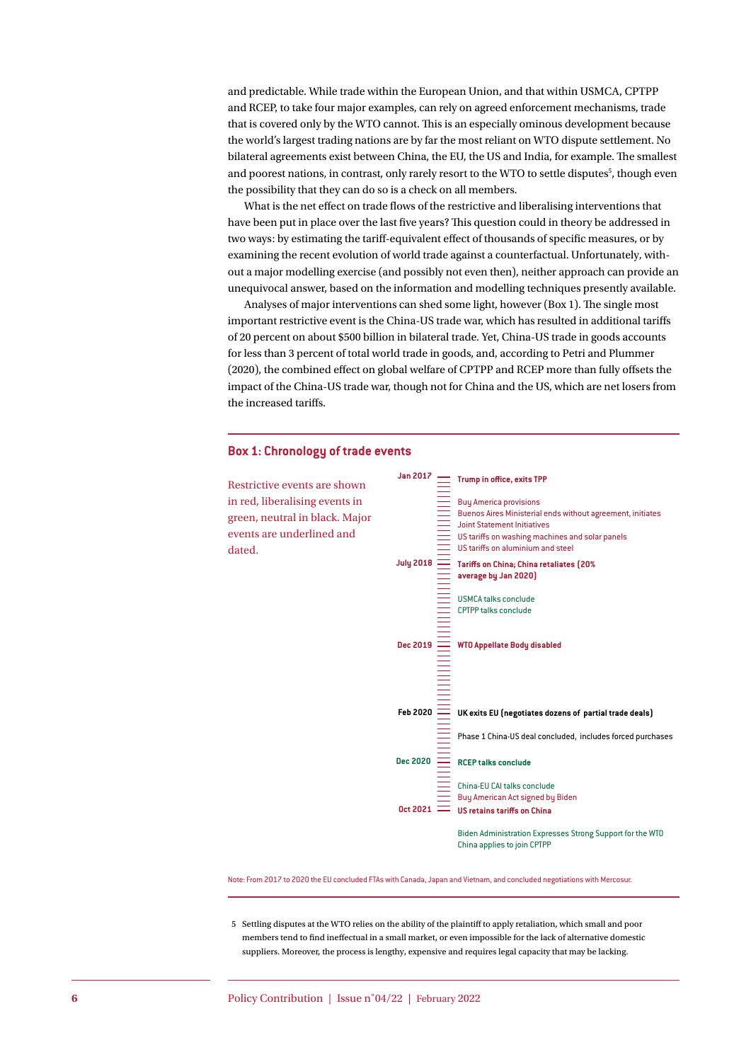and predictable. While trade within the European Union, and that within USMCA, CPTPP and RCEP, to take four major examples, can rely on agreed enforcement mechanisms, trade that is covered only by the WTO cannot. This is an especially ominous development because the world's largest trading nations are by far the most reliant on WTO dispute settlement. No bilateral agreements exist between China, the EU, the US and India, for example. The smallest and poorest nations, in contrast, only rarely resort to the WTO to settle disputes[5], though even the possibility that they can do so is a check on all members.

What is the net effect on trade flows of the restrictive and liberalising interventions that have been put in place over the last five years? This question could in theory be addressed in two ways: by estimating the tariff-equivalent effect of thousands of specific measures, or by examining the recent evolution of world trade against a counterfactual. Unfortunately, without a major modelling exercise (and possibly not even then), neither approach can provide an unequivocal answer, based on the information and modelling techniques presently available.

Analyses of major interventions can shed some light, however (Box 1). The single most important restrictive event is the China-US trade war, which has resulted in additional tariffs of 20 percent on about $500 billion in bilateral trade. Yet, China-US trade in goods accounts for less than 3 percent of total world trade in goods, and, according to Petri and Plummer (2020), the combined effect on global welfare of CPTPP and RCEP more than fully offsets the impact of the China-US trade war, though not for China and the US, which are net losers from the increased tariffs.

## Box 1: Chronology of trade events

Restrictive events are shown in red, liberalising events in green, neutral in black. Major events are underlined and dated.

- **Jan 2017** — **Trump in office, exits TPP**
- Buy America provisions
- Buenos Aires Ministerial ends without agreement, initiates Joint Statement Initiatives
- US tariffs on washing machines and solar panels
- US tariffs on aluminium and steel
- **July 2018** — **Tariffs on China; China retaliates (20% average by Jan 2020)**
- USMCA talks conclude
- CPTPP talks conclude
- **Dec 2019** — **WTO Appellate Body disabled**
- **Feb 2020** — **UK exits EU (negotiates dozens of partial trade deals)**
- Phase 1 China-US deal concluded, includes forced purchases
- **Dec 2020** — **RCEP talks conclude**
- China-EU CAI talks conclude
- Buy American Act signed by Biden
- **Oct 2021** — **US retains tariffs on China**
- Biden Administration Expresses Strong Support for the WTO
- China applies to join CPTPP

Note: From 2017 to 2020 the EU concluded FTAs with Canada, Japan and Vietnam, and concluded negotiations with Mercosur.

5 Settling disputes at the WTO relies on the ability of the plaintiff to apply retaliation, which small and poor members tend to find ineffectual in a small market, or even impossible for the lack of alternative domestic suppliers. Moreover, the process is lengthy, expensive and requires legal capacity that may be lacking.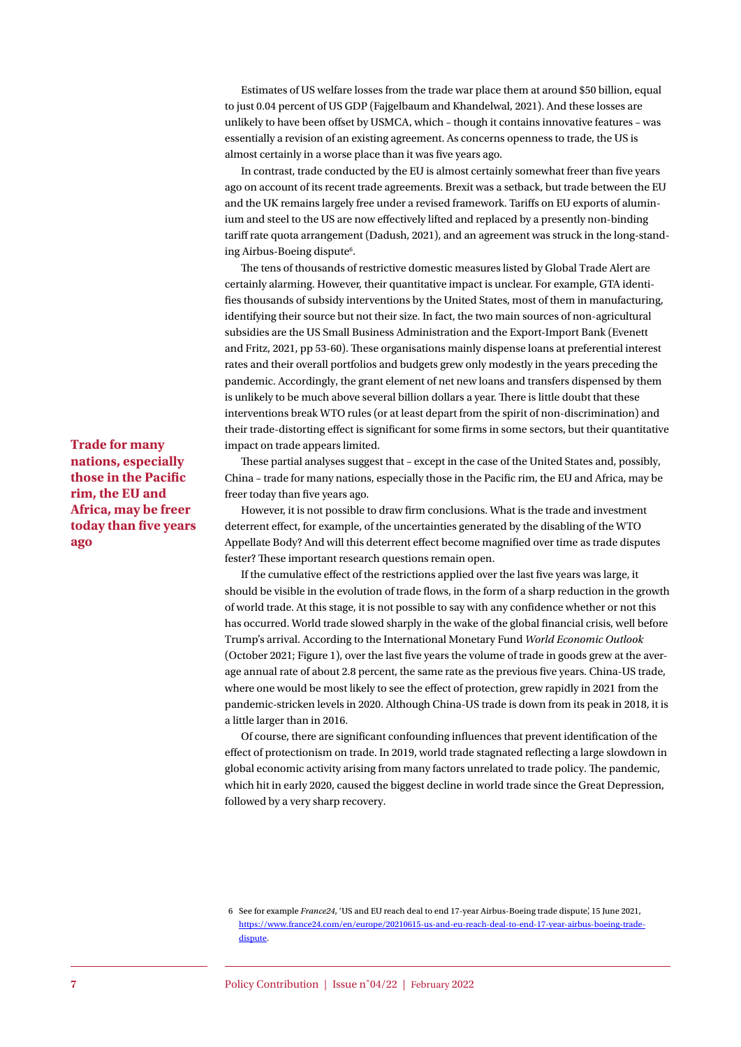Estimates of US welfare losses from the trade war place them at around $50 billion, equal to just 0.04 percent of US GDP (Fajgelbaum and Khandelwal, 2021). And these losses are unlikely to have been offset by USMCA, which – though it contains innovative features – was essentially a revision of an existing agreement. As concerns openness to trade, the US is almost certainly in a worse place than it was five years ago.

In contrast, trade conducted by the EU is almost certainly somewhat freer than five years ago on account of its recent trade agreements. Brexit was a setback, but trade between the EU and the UK remains largely free under a revised framework. Tariffs on EU exports of aluminium and steel to the US are now effectively lifted and replaced by a presently non-binding tariff rate quota arrangement (Dadush, 2021), and an agreement was struck in the long-standing Airbus-Boeing dispute[6].

The tens of thousands of restrictive domestic measures listed by Global Trade Alert are certainly alarming. However, their quantitative impact is unclear. For example, GTA identifies thousands of subsidy interventions by the United States, most of them in manufacturing, identifying their source but not their size. In fact, the two main sources of non-agricultural subsidies are the US Small Business Administration and the Export-Import Bank (Evenett and Fritz, 2021, pp 53-60). These organisations mainly dispense loans at preferential interest rates and their overall portfolios and budgets grew only modestly in the years preceding the pandemic. Accordingly, the grant element of net new loans and transfers dispensed by them is unlikely to be much above several billion dollars a year. There is little doubt that these interventions break WTO rules (or at least depart from the spirit of non-discrimination) and their trade-distorting effect is significant for some firms in some sectors, but their quantitative impact on trade appears limited.

**Trade for many nations, especially those in the Pacific rim, the EU and Africa, may be freer today than five years ago**

These partial analyses suggest that – except in the case of the United States and, possibly, China – trade for many nations, especially those in the Pacific rim, the EU and Africa, may be freer today than five years ago.

However, it is not possible to draw firm conclusions. What is the trade and investment deterrent effect, for example, of the uncertainties generated by the disabling of the WTO Appellate Body? And will this deterrent effect become magnified over time as trade disputes fester? These important research questions remain open.

If the cumulative effect of the restrictions applied over the last five years was large, it should be visible in the evolution of trade flows, in the form of a sharp reduction in the growth of world trade. At this stage, it is not possible to say with any confidence whether or not this has occurred. World trade slowed sharply in the wake of the global financial crisis, well before Trump's arrival. According to the International Monetary Fund *World Economic Outlook* (October 2021; Figure 1), over the last five years the volume of trade in goods grew at the average annual rate of about 2.8 percent, the same rate as the previous five years. China-US trade, where one would be most likely to see the effect of protection, grew rapidly in 2021 from the pandemic-stricken levels in 2020. Although China-US trade is down from its peak in 2018, it is a little larger than in 2016.

Of course, there are significant confounding influences that prevent identification of the effect of protectionism on trade. In 2019, world trade stagnated reflecting a large slowdown in global economic activity arising from many factors unrelated to trade policy. The pandemic, which hit in early 2020, caused the biggest decline in world trade since the Great Depression, followed by a very sharp recovery.

6 See for example *France24*, 'US and EU reach deal to end 17-year Airbus-Boeing trade dispute', 15 June 2021, https://www.france24.com/en/europe/20210615-us-and-eu-reach-deal-to-end-17-year-airbus-boeing-trade-dispute.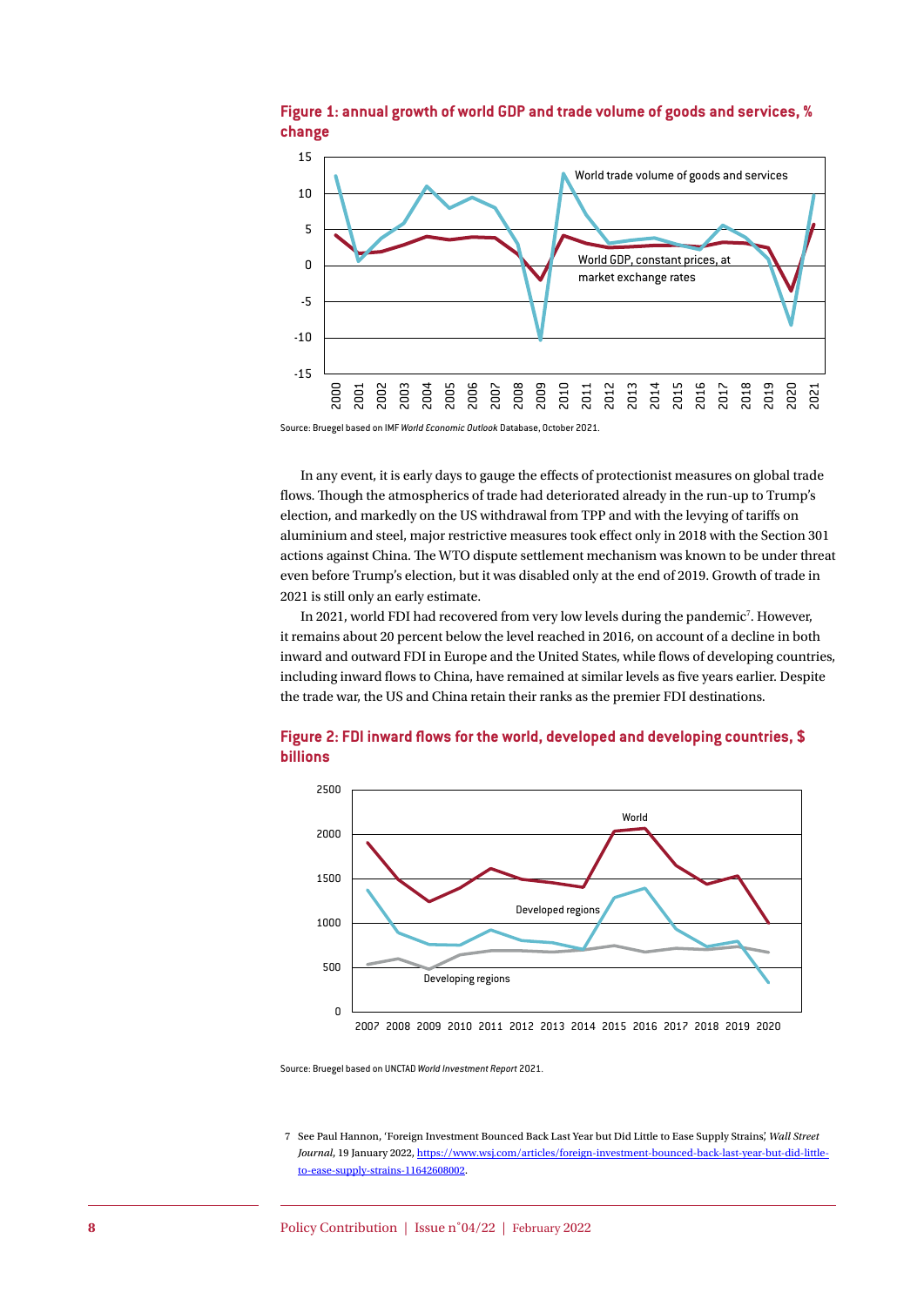**Figure 1: annual growth of world GDP and trade volume of goods and services, % change**

Source: Bruegel based on IMF *World Economic Outlook* Database, October 2021.

In any event, it is early days to gauge the effects of protectionist measures on global trade flows. Though the atmospherics of trade had deteriorated already in the run-up to Trump's election, and markedly on the US withdrawal from TPP and with the levying of tariffs on aluminium and steel, major restrictive measures took effect only in 2018 with the Section 301 actions against China. The WTO dispute settlement mechanism was known to be under threat even before Trump's election, but it was disabled only at the end of 2019. Growth of trade in 2021 is still only an early estimate.

In 2021, world FDI had recovered from very low levels during the pandemic[7]. However, it remains about 20 percent below the level reached in 2016, on account of a decline in both inward and outward FDI in Europe and the United States, while flows of developing countries, including inward flows to China, have remained at similar levels as five years earlier. Despite the trade war, the US and China retain their ranks as the premier FDI destinations.

**Figure 2: FDI inward flows for the world, developed and developing countries, $ billions**

Source: Bruegel based on UNCTAD *World Investment Report* 2021.

7 See Paul Hannon, 'Foreign Investment Bounced Back Last Year but Did Little to Ease Supply Strains', *Wall Street Journal*, 19 January 2022, https://www.wsj.com/articles/foreign-investment-bounced-back-last-year-but-did-little-to-ease-supply-strains-11642608002.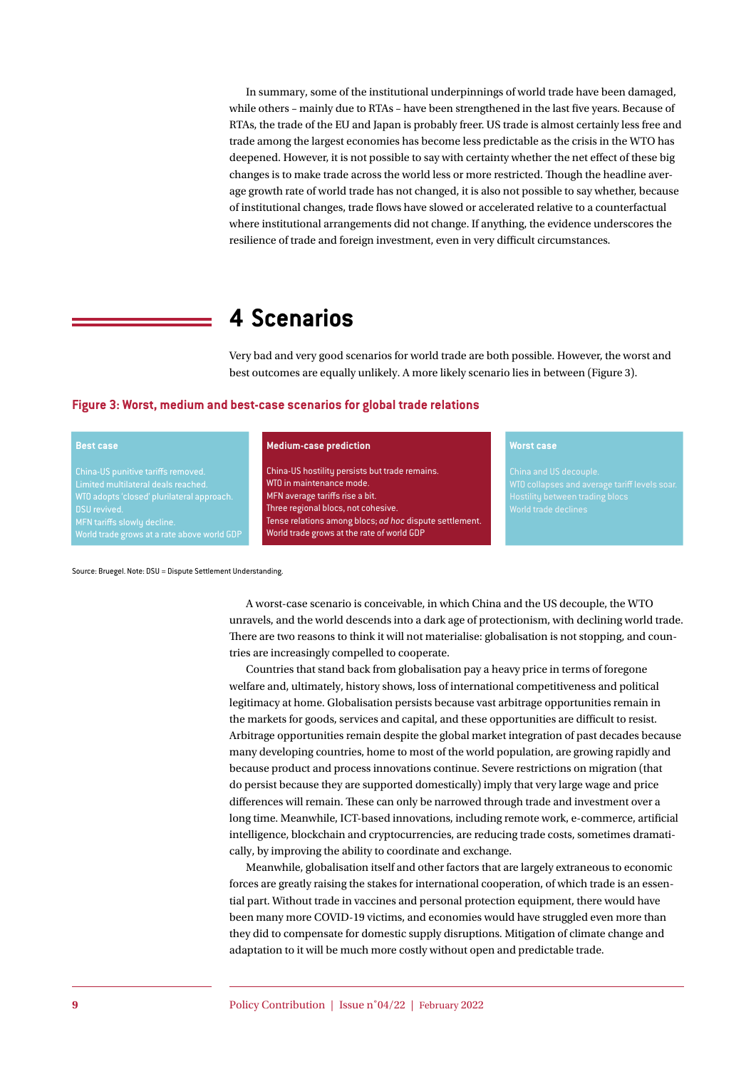In summary, some of the institutional underpinnings of world trade have been damaged, while others – mainly due to RTAs – have been strengthened in the last five years. Because of RTAs, the trade of the EU and Japan is probably freer. US trade is almost certainly less free and trade among the largest economies has become less predictable as the crisis in the WTO has deepened. However, it is not possible to say with certainty whether the net effect of these big changes is to make trade across the world less or more restricted. Though the headline average growth rate of world trade has not changed, it is also not possible to say whether, because of institutional changes, trade flows have slowed or accelerated relative to a counterfactual where institutional arrangements did not change. If anything, the evidence underscores the resilience of trade and foreign investment, even in very difficult circumstances.

# 4 Scenarios

Very bad and very good scenarios for world trade are both possible. However, the worst and best outcomes are equally unlikely. A more likely scenario lies in between (Figure 3).

**Figure 3: Worst, medium and best-case scenarios for global trade relations**

| Best case | Medium-case prediction | Worst case |
|---|---|---|
| China-US punitive tariffs removed.<br>Limited multilateral deals reached.<br>WTO adopts 'closed' plurilateral approach.<br>DSU revived.<br>MFN tariffs slowly decline.<br>World trade grows at a rate above world GDP | China-US hostility persists but trade remains.<br>WTO in maintenance mode.<br>MFN average tariffs rise a bit.<br>Three regional blocs, not cohesive.<br>Tense relations among blocs; *ad hoc* dispute settlement.<br>World trade grows at the rate of world GDP | China and US decouple.<br>WTO collapses and average tariff levels soar.<br>Hostility between trading blocs<br>World trade declines |

Source: Bruegel. Note: DSU = Dispute Settlement Understanding.

A worst-case scenario is conceivable, in which China and the US decouple, the WTO unravels, and the world descends into a dark age of protectionism, with declining world trade. There are two reasons to think it will not materialise: globalisation is not stopping, and countries are increasingly compelled to cooperate.

Countries that stand back from globalisation pay a heavy price in terms of foregone welfare and, ultimately, history shows, loss of international competitiveness and political legitimacy at home. Globalisation persists because vast arbitrage opportunities remain in the markets for goods, services and capital, and these opportunities are difficult to resist. Arbitrage opportunities remain despite the global market integration of past decades because many developing countries, home to most of the world population, are growing rapidly and because product and process innovations continue. Severe restrictions on migration (that do persist because they are supported domestically) imply that very large wage and price differences will remain. These can only be narrowed through trade and investment over a long time. Meanwhile, ICT-based innovations, including remote work, e-commerce, artificial intelligence, blockchain and cryptocurrencies, are reducing trade costs, sometimes dramatically, by improving the ability to coordinate and exchange.

Meanwhile, globalisation itself and other factors that are largely extraneous to economic forces are greatly raising the stakes for international cooperation, of which trade is an essential part. Without trade in vaccines and personal protection equipment, there would have been many more COVID-19 victims, and economies would have struggled even more than they did to compensate for domestic supply disruptions. Mitigation of climate change and adaptation to it will be much more costly without open and predictable trade.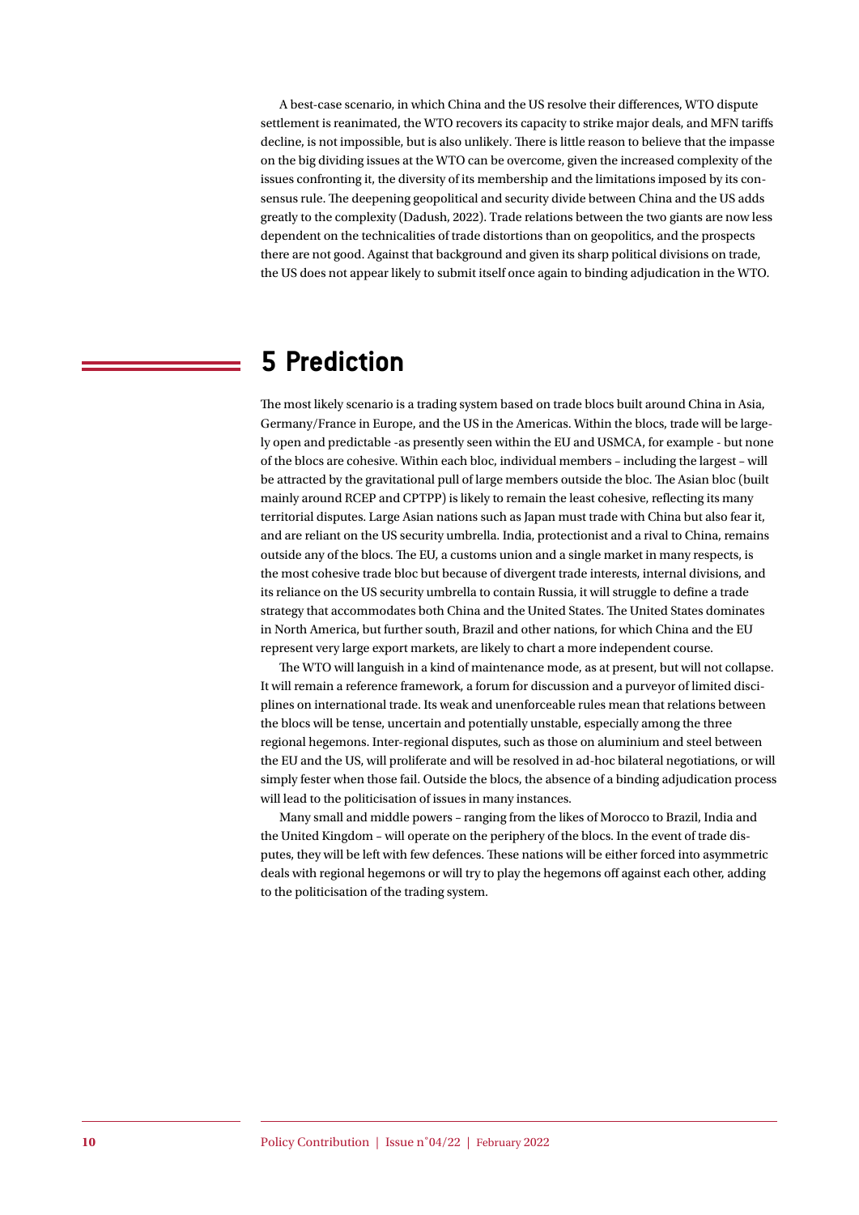A best-case scenario, in which China and the US resolve their differences, WTO dispute settlement is reanimated, the WTO recovers its capacity to strike major deals, and MFN tariffs decline, is not impossible, but is also unlikely. There is little reason to believe that the impasse on the big dividing issues at the WTO can be overcome, given the increased complexity of the issues confronting it, the diversity of its membership and the limitations imposed by its consensus rule. The deepening geopolitical and security divide between China and the US adds greatly to the complexity (Dadush, 2022). Trade relations between the two giants are now less dependent on the technicalities of trade distortions than on geopolitics, and the prospects there are not good. Against that background and given its sharp political divisions on trade, the US does not appear likely to submit itself once again to binding adjudication in the WTO.

## 5 Prediction

The most likely scenario is a trading system based on trade blocs built around China in Asia, Germany/France in Europe, and the US in the Americas. Within the blocs, trade will be largely open and predictable -as presently seen within the EU and USMCA, for example - but none of the blocs are cohesive. Within each bloc, individual members – including the largest – will be attracted by the gravitational pull of large members outside the bloc. The Asian bloc (built mainly around RCEP and CPTPP) is likely to remain the least cohesive, reflecting its many territorial disputes. Large Asian nations such as Japan must trade with China but also fear it, and are reliant on the US security umbrella. India, protectionist and a rival to China, remains outside any of the blocs. The EU, a customs union and a single market in many respects, is the most cohesive trade bloc but because of divergent trade interests, internal divisions, and its reliance on the US security umbrella to contain Russia, it will struggle to define a trade strategy that accommodates both China and the United States. The United States dominates in North America, but further south, Brazil and other nations, for which China and the EU represent very large export markets, are likely to chart a more independent course.

The WTO will languish in a kind of maintenance mode, as at present, but will not collapse. It will remain a reference framework, a forum for discussion and a purveyor of limited disciplines on international trade. Its weak and unenforceable rules mean that relations between the blocs will be tense, uncertain and potentially unstable, especially among the three regional hegemons. Inter-regional disputes, such as those on aluminium and steel between the EU and the US, will proliferate and will be resolved in ad-hoc bilateral negotiations, or will simply fester when those fail. Outside the blocs, the absence of a binding adjudication process will lead to the politicisation of issues in many instances.

Many small and middle powers – ranging from the likes of Morocco to Brazil, India and the United Kingdom – will operate on the periphery of the blocs. In the event of trade disputes, they will be left with few defences. These nations will be either forced into asymmetric deals with regional hegemons or will try to play the hegemons off against each other, adding to the politicisation of the trading system.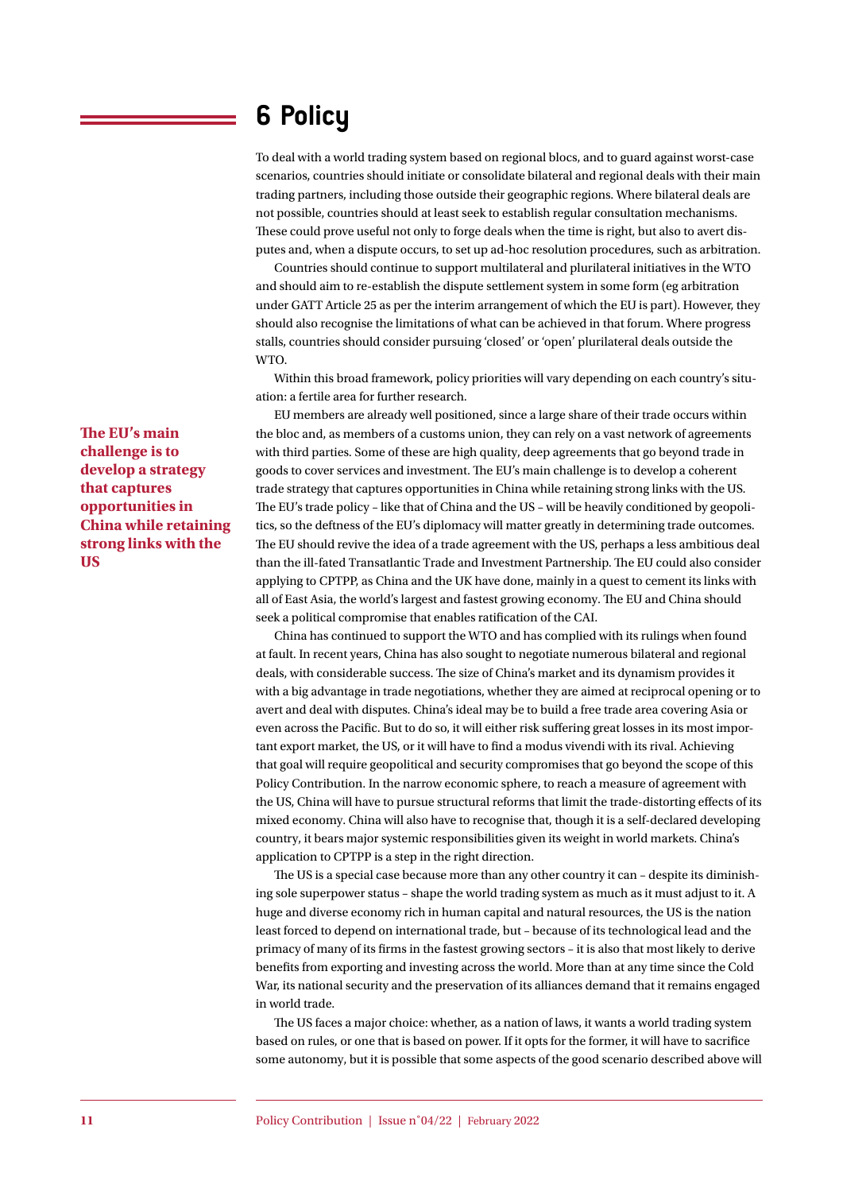# 6 Policy

To deal with a world trading system based on regional blocs, and to guard against worst-case scenarios, countries should initiate or consolidate bilateral and regional deals with their main trading partners, including those outside their geographic regions. Where bilateral deals are not possible, countries should at least seek to establish regular consultation mechanisms. These could prove useful not only to forge deals when the time is right, but also to avert disputes and, when a dispute occurs, to set up ad-hoc resolution procedures, such as arbitration.

Countries should continue to support multilateral and plurilateral initiatives in the WTO and should aim to re-establish the dispute settlement system in some form (eg arbitration under GATT Article 25 as per the interim arrangement of which the EU is part). However, they should also recognise the limitations of what can be achieved in that forum. Where progress stalls, countries should consider pursuing 'closed' or 'open' plurilateral deals outside the WTO.

Within this broad framework, policy priorities will vary depending on each country's situation: a fertile area for further research.

**The EU's main challenge is to develop a strategy that captures opportunities in China while retaining strong links with the US**

EU members are already well positioned, since a large share of their trade occurs within the bloc and, as members of a customs union, they can rely on a vast network of agreements with third parties. Some of these are high quality, deep agreements that go beyond trade in goods to cover services and investment. The EU's main challenge is to develop a coherent trade strategy that captures opportunities in China while retaining strong links with the US. The EU's trade policy – like that of China and the US – will be heavily conditioned by geopolitics, so the deftness of the EU's diplomacy will matter greatly in determining trade outcomes. The EU should revive the idea of a trade agreement with the US, perhaps a less ambitious deal than the ill-fated Transatlantic Trade and Investment Partnership. The EU could also consider applying to CPTPP, as China and the UK have done, mainly in a quest to cement its links with all of East Asia, the world's largest and fastest growing economy. The EU and China should seek a political compromise that enables ratification of the CAI.

China has continued to support the WTO and has complied with its rulings when found at fault. In recent years, China has also sought to negotiate numerous bilateral and regional deals, with considerable success. The size of China's market and its dynamism provides it with a big advantage in trade negotiations, whether they are aimed at reciprocal opening or to avert and deal with disputes. China's ideal may be to build a free trade area covering Asia or even across the Pacific. But to do so, it will either risk suffering great losses in its most important export market, the US, or it will have to find a modus vivendi with its rival. Achieving that goal will require geopolitical and security compromises that go beyond the scope of this Policy Contribution. In the narrow economic sphere, to reach a measure of agreement with the US, China will have to pursue structural reforms that limit the trade-distorting effects of its mixed economy. China will also have to recognise that, though it is a self-declared developing country, it bears major systemic responsibilities given its weight in world markets. China's application to CPTPP is a step in the right direction.

The US is a special case because more than any other country it can – despite its diminishing sole superpower status – shape the world trading system as much as it must adjust to it. A huge and diverse economy rich in human capital and natural resources, the US is the nation least forced to depend on international trade, but – because of its technological lead and the primacy of many of its firms in the fastest growing sectors – it is also that most likely to derive benefits from exporting and investing across the world. More than at any time since the Cold War, its national security and the preservation of its alliances demand that it remains engaged in world trade.

The US faces a major choice: whether, as a nation of laws, it wants a world trading system based on rules, or one that is based on power. If it opts for the former, it will have to sacrifice some autonomy, but it is possible that some aspects of the good scenario described above will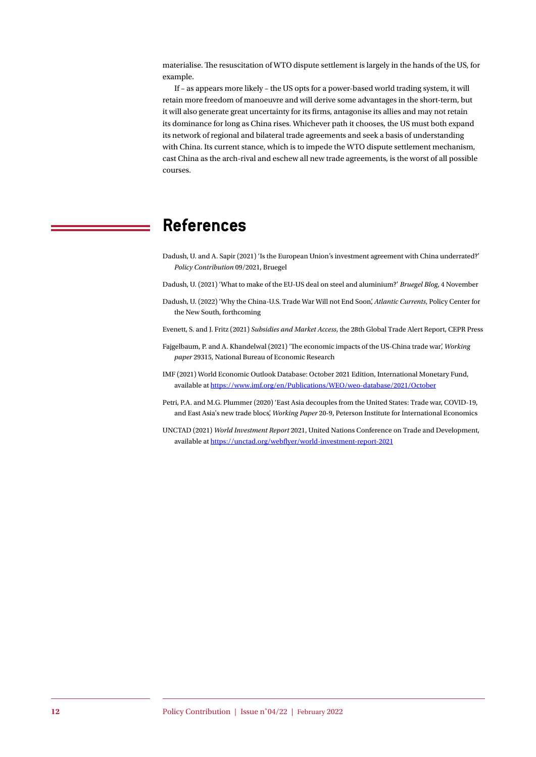materialise. The resuscitation of WTO dispute settlement is largely in the hands of the US, for example.

If – as appears more likely – the US opts for a power-based world trading system, it will retain more freedom of manoeuvre and will derive some advantages in the short-term, but it will also generate great uncertainty for its firms, antagonise its allies and may not retain its dominance for long as China rises. Whichever path it chooses, the US must both expand its network of regional and bilateral trade agreements and seek a basis of understanding with China. Its current stance, which is to impede the WTO dispute settlement mechanism, cast China as the arch-rival and eschew all new trade agreements, is the worst of all possible courses.

## References

Dadush, U. and A. Sapir (2021) 'Is the European Union's investment agreement with China underrated?' *Policy Contribution* 09/2021, Bruegel

Dadush, U. (2021) 'What to make of the EU-US deal on steel and aluminium?' *Bruegel Blog*, 4 November

Dadush, U. (2022) 'Why the China-U.S. Trade War Will not End Soon', *Atlantic Currents*, Policy Center for the New South, forthcoming

Evenett, S. and J. Fritz (2021) *Subsidies and Market Access*, the 28th Global Trade Alert Report, CEPR Press

Fajgelbaum, P. and A. Khandelwal (2021) 'The economic impacts of the US-China trade war', *Working paper* 29315, National Bureau of Economic Research

IMF (2021) World Economic Outlook Database: October 2021 Edition, International Monetary Fund, available at https://www.imf.org/en/Publications/WEO/weo-database/2021/October

Petri, P.A. and M.G. Plummer (2020) 'East Asia decouples from the United States: Trade war, COVID-19, and East Asia's new trade blocs', *Working Paper* 20-9, Peterson Institute for International Economics

UNCTAD (2021) *World Investment Report* 2021, United Nations Conference on Trade and Development, available at https://unctad.org/webflyer/world-investment-report-2021